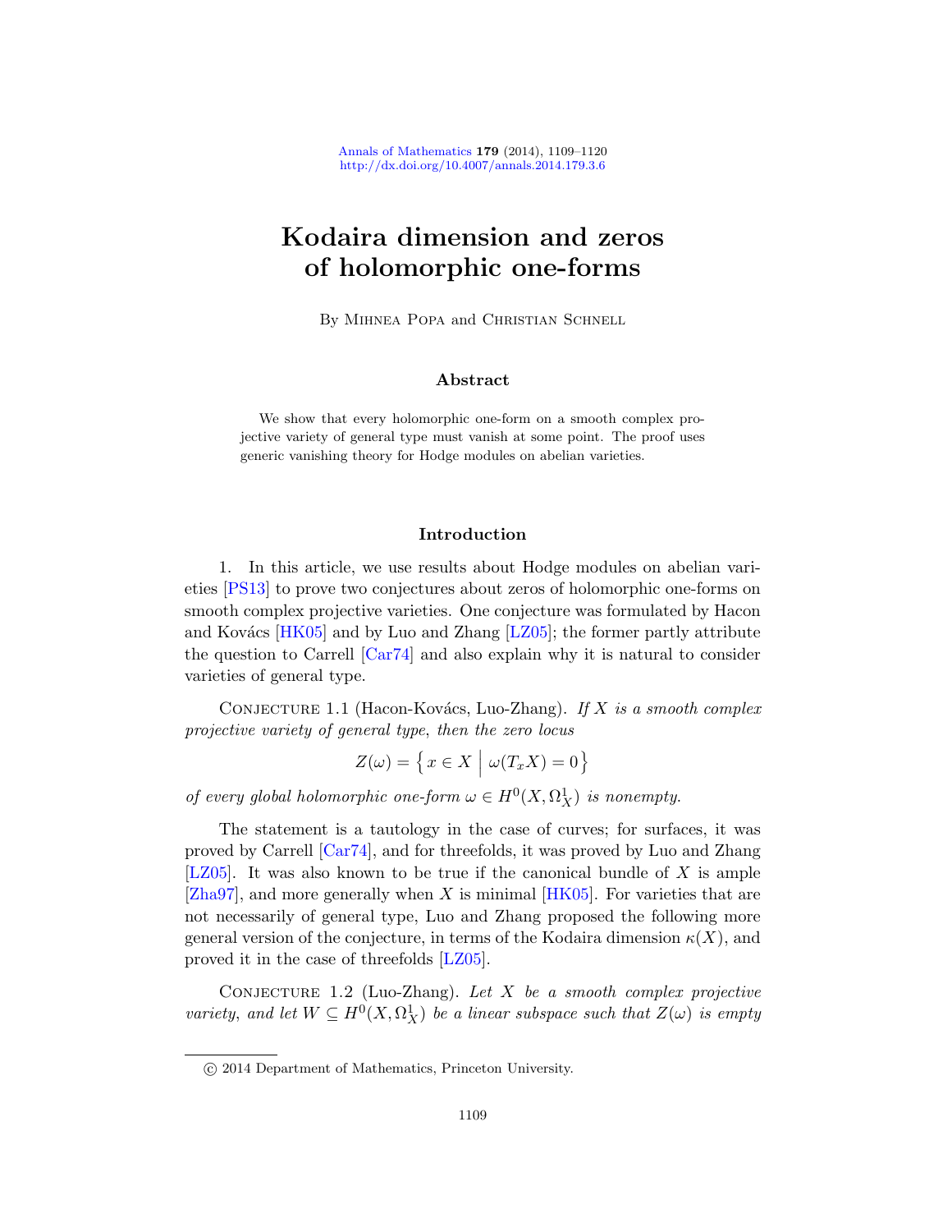# Kodaira dimension and zeros of holomorphic one-forms

By Mihnea Popa and Christian Schnell

## Abstract

We show that every holomorphic one-form on a smooth complex projective variety of general type must vanish at some point. The proof uses generic vanishing theory for Hodge modules on abelian varieties.

## Introduction

1. In this article, we use results about Hodge modules on abelian varieties [PS13] to prove two conjectures about zeros of holomorphic one-forms on smooth complex projective varieties. One conjecture was formulated by Hacon and Kovács [HK05] and by Luo and Zhang [LZ05]; the former partly attribute the question to Carrell [Car74] and also explain why it is natural to consider varieties of general type.

Conjecture 1.1 (Hacon-Kovács, Luo-Zhang). *If $X$ is a smooth complex projective variety of general type, then the zero locus*

$$Z(\omega) = \left\{ x \in X \;\middle|\; \omega(T_x X) = 0 \right\}$$

*of every global holomorphic one-form $\omega \in H^0(X, \Omega_X^1)$ is nonempty.*

The statement is a tautology in the case of curves; for surfaces, it was proved by Carrell [Car74], and for threefolds, it was proved by Luo and Zhang [LZ05]. It was also known to be true if the canonical bundle of $X$ is ample [Zha97], and more generally when $X$ is minimal [HK05]. For varieties that are not necessarily of general type, Luo and Zhang proposed the following more general version of the conjecture, in terms of the Kodaira dimension $\kappa(X)$, and proved it in the case of threefolds [LZ05].

Conjecture 1.2 (Luo-Zhang). *Let $X$ be a smooth complex projective variety, and let $W \subseteq H^0(X, \Omega_X^1)$ be a linear subspace such that $Z(\omega)$ is empty*

© 2014 Department of Mathematics, Princeton University.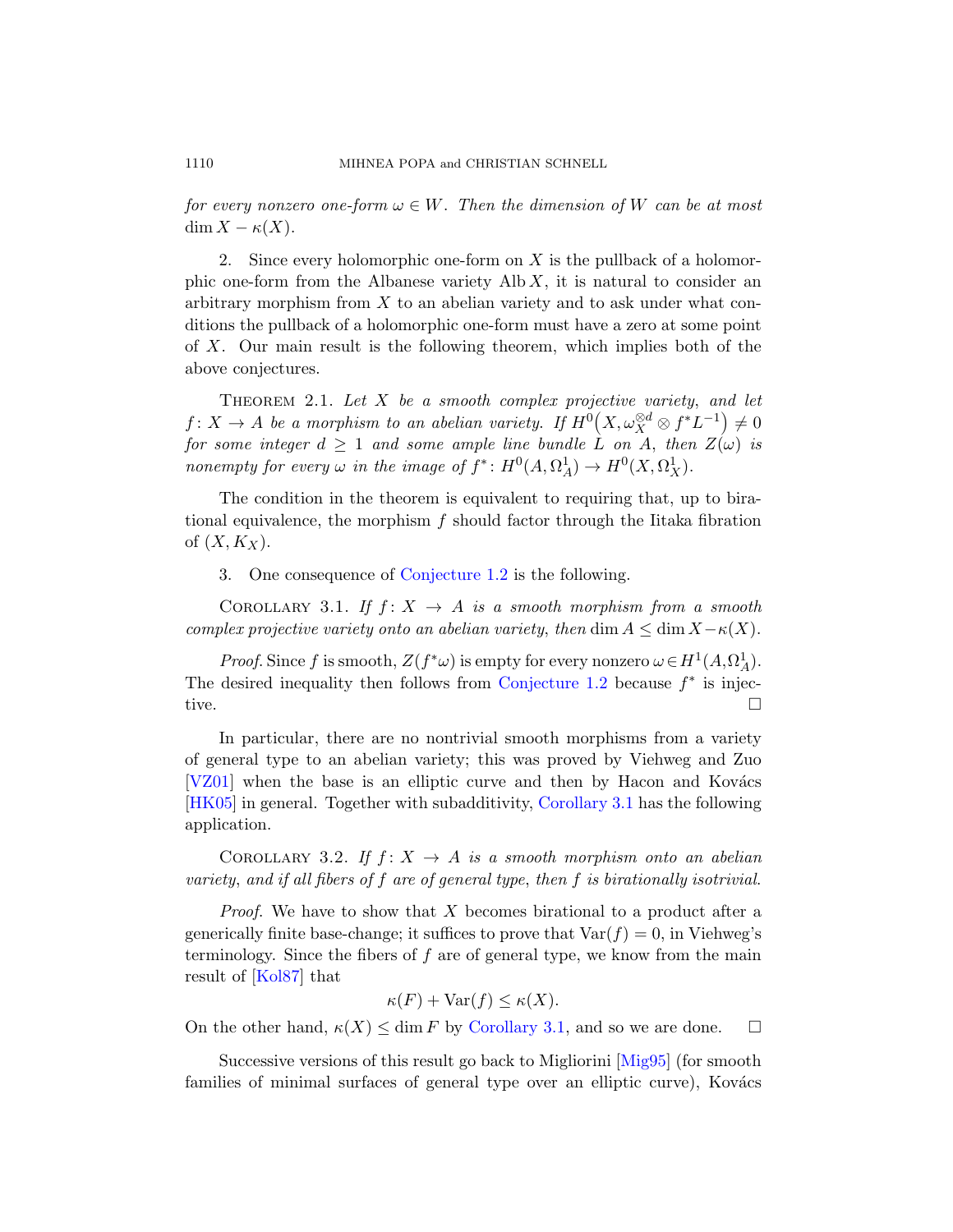*for every nonzero one-form $\omega \in W$. Then the dimension of $W$ can be at most $\dim X - \kappa(X)$.*

2. Since every holomorphic one-form on $X$ is the pullback of a holomorphic one-form from the Albanese variety $\operatorname{Alb} X$, it is natural to consider an arbitrary morphism from $X$ to an abelian variety and to ask under what conditions the pullback of a holomorphic one-form must have a zero at some point of $X$. Our main result is the following theorem, which implies both of the above conjectures.

Theorem 2.1. *Let $X$ be a smooth complex projective variety, and let $f\colon X \to A$ be a morphism to an abelian variety. If $H^0\big(X, \omega_X^{\otimes d} \otimes f^*L^{-1}\big) \neq 0$ for some integer $d \geq 1$ and some ample line bundle $L$ on $A$, then $Z(\omega)$ is nonempty for every $\omega$ in the image of $f^*\colon H^0(A, \Omega_A^1) \to H^0(X, \Omega_X^1)$.*

The condition in the theorem is equivalent to requiring that, up to birational equivalence, the morphism $f$ should factor through the Iitaka fibration of $(X, K_X)$.

3. One consequence of Conjecture 1.2 is the following.

Corollary 3.1. *If $f\colon X \to A$ is a smooth morphism from a smooth complex projective variety onto an abelian variety, then $\dim A \leq \dim X - \kappa(X)$.*

*Proof.* Since $f$ is smooth, $Z(f^*\omega)$ is empty for every nonzero $\omega \in H^1(A, \Omega_A^1)$. The desired inequality then follows from Conjecture 1.2 because $f^*$ is injective. ☐

In particular, there are no nontrivial smooth morphisms from a variety of general type to an abelian variety; this was proved by Viehweg and Zuo [VZ01] when the base is an elliptic curve and then by Hacon and Kovács [HK05] in general. Together with subadditivity, Corollary 3.1 has the following application.

Corollary 3.2. *If $f\colon X \to A$ is a smooth morphism onto an abelian variety, and if all fibers of $f$ are of general type, then $f$ is birationally isotrivial.*

*Proof.* We have to show that $X$ becomes birational to a product after a generically finite base-change; it suffices to prove that $\operatorname{Var}(f) = 0$, in Viehweg's terminology. Since the fibers of $f$ are of general type, we know from the main result of [Kol87] that

$$\kappa(F) + \operatorname{Var}(f) \leq \kappa(X).$$

On the other hand, $\kappa(X) \leq \dim F$ by Corollary 3.1, and so we are done. ☐

Successive versions of this result go back to Migliorini [Mig95] (for smooth families of minimal surfaces of general type over an elliptic curve), Kovács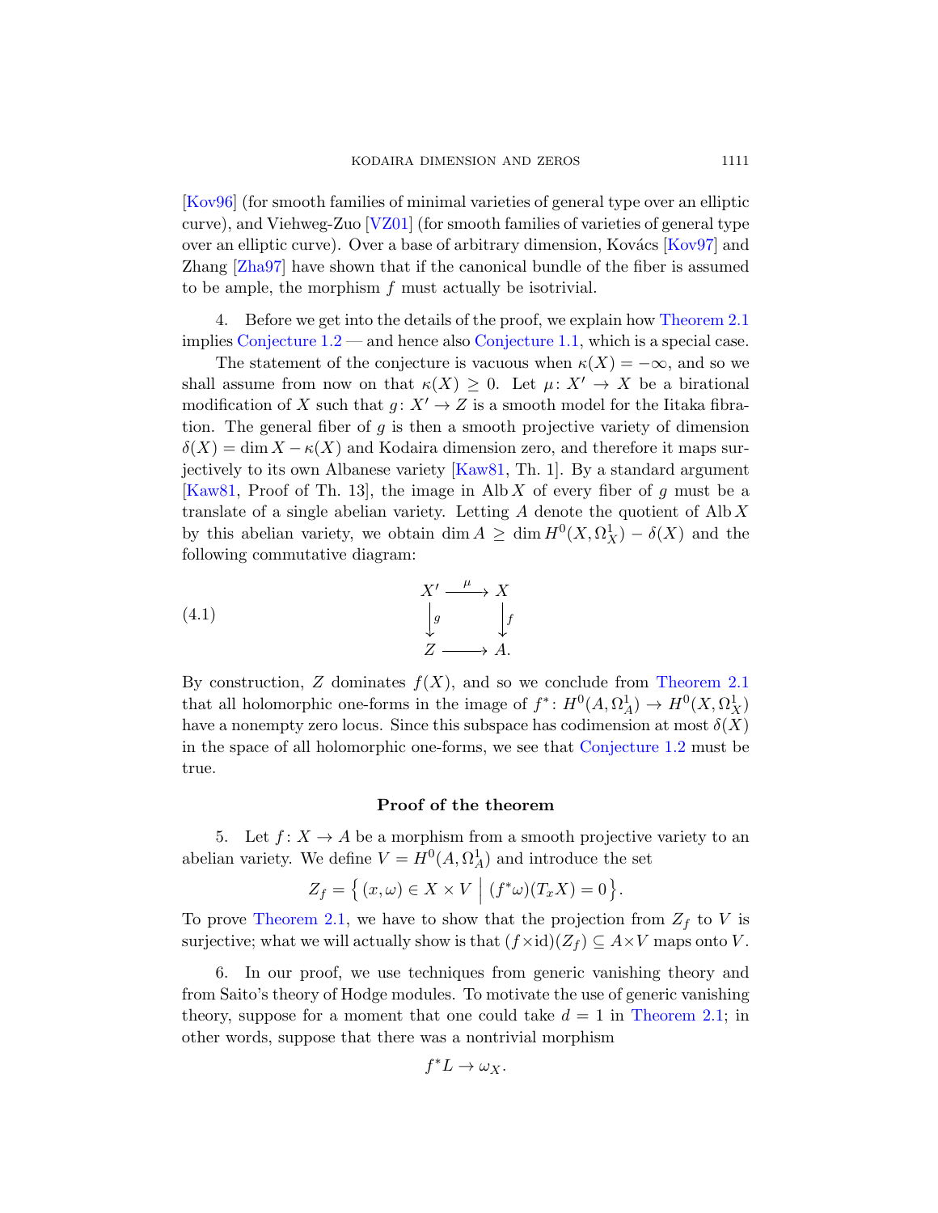[Kov96] (for smooth families of minimal varieties of general type over an elliptic curve), and Viehweg-Zuo [VZ01] (for smooth families of varieties of general type over an elliptic curve). Over a base of arbitrary dimension, Kovács [Kov97] and Zhang [Zha97] have shown that if the canonical bundle of the fiber is assumed to be ample, the morphism $f$ must actually be isotrivial.

4. Before we get into the details of the proof, we explain how Theorem 2.1 implies Conjecture 1.2 — and hence also Conjecture 1.1, which is a special case.

The statement of the conjecture is vacuous when $\kappa(X) = -\infty$, and so we shall assume from now on that $\kappa(X) \geq 0$. Let $\mu \colon X' \to X$ be a birational modification of $X$ such that $g \colon X' \to Z$ is a smooth model for the Iitaka fibration. The general fiber of $g$ is then a smooth projective variety of dimension $\delta(X) = \dim X - \kappa(X)$ and Kodaira dimension zero, and therefore it maps surjectively to its own Albanese variety [Kaw81, Th. 1]. By a standard argument [Kaw81, Proof of Th. 13], the image in $\operatorname{Alb} X$ of every fiber of $g$ must be a translate of a single abelian variety. Letting $A$ denote the quotient of $\operatorname{Alb} X$ by this abelian variety, we obtain $\dim A \geq \dim H^0(X, \Omega_X^1) - \delta(X)$ and the following commutative diagram:

$$
\begin{array}{ccc}
X' & \xrightarrow{\mu} & X \\
\big\downarrow{\scriptstyle g} & & \big\downarrow{\scriptstyle f} \\
Z & \longrightarrow & A.
\end{array}
\tag{4.1}
$$

By construction, $Z$ dominates $f(X)$, and so we conclude from Theorem 2.1 that all holomorphic one-forms in the image of $f^* \colon H^0(A, \Omega_A^1) \to H^0(X, \Omega_X^1)$ have a nonempty zero locus. Since this subspace has codimension at most $\delta(X)$ in the space of all holomorphic one-forms, we see that Conjecture 1.2 must be true.

## Proof of the theorem

5. Let $f \colon X \to A$ be a morphism from a smooth projective variety to an abelian variety. We define $V = H^0(A, \Omega_A^1)$ and introduce the set

$$
Z_f = \left\{ (x, \omega) \in X \times V \;\middle|\; (f^*\omega)(T_x X) = 0 \right\}.
$$

To prove Theorem 2.1, we have to show that the projection from $Z_f$ to $V$ is surjective; what we will actually show is that $(f \times \mathrm{id})(Z_f) \subseteq A \times V$ maps onto $V$.

6. In our proof, we use techniques from generic vanishing theory and from Saito's theory of Hodge modules. To motivate the use of generic vanishing theory, suppose for a moment that one could take $d = 1$ in Theorem 2.1; in other words, suppose that there was a nontrivial morphism

$$
f^* L \to \omega_X.
$$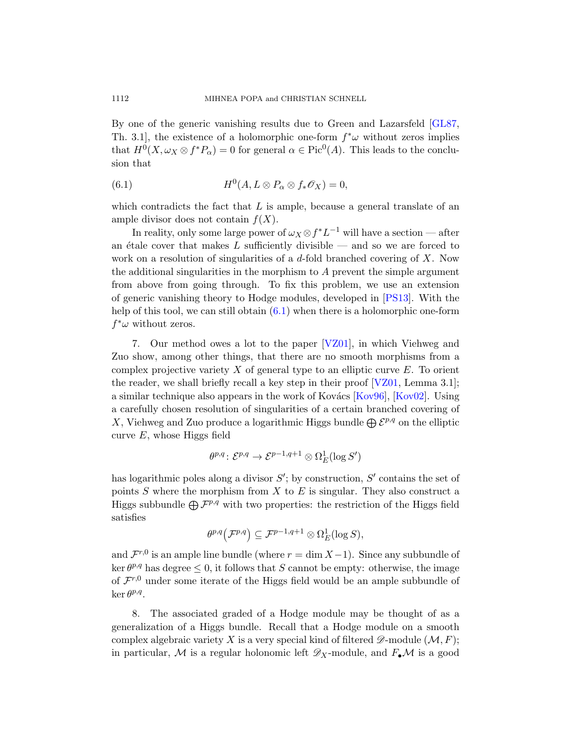By one of the generic vanishing results due to Green and Lazarsfeld [GL87, Th. 3.1], the existence of a holomorphic one-form $f^*\omega$ without zeros implies that $H^0(X, \omega_X \otimes f^*P_\alpha) = 0$ for general $\alpha \in \mathrm{Pic}^0(A)$. This leads to the conclusion that

$$H^0(A, L \otimes P_\alpha \otimes f_*\mathscr{O}_X) = 0, \tag{6.1}$$

which contradicts the fact that $L$ is ample, because a general translate of an ample divisor does not contain $f(X)$.

In reality, only some large power of $\omega_X \otimes f^*L^{-1}$ will have a section — after an étale cover that makes $L$ sufficiently divisible — and so we are forced to work on a resolution of singularities of a $d$-fold branched covering of $X$. Now the additional singularities in the morphism to $A$ prevent the simple argument from above from going through. To fix this problem, we use an extension of generic vanishing theory to Hodge modules, developed in [PS13]. With the help of this tool, we can still obtain (6.1) when there is a holomorphic one-form $f^*\omega$ without zeros.

7. Our method owes a lot to the paper [VZ01], in which Viehweg and Zuo show, among other things, that there are no smooth morphisms from a complex projective variety $X$ of general type to an elliptic curve $E$. To orient the reader, we shall briefly recall a key step in their proof [VZ01, Lemma 3.1]; a similar technique also appears in the work of Kovács [Kov96], [Kov02]. Using a carefully chosen resolution of singularities of a certain branched covering of $X$, Viehweg and Zuo produce a logarithmic Higgs bundle $\bigoplus \mathcal{E}^{p,q}$ on the elliptic curve $E$, whose Higgs field

$$\theta^{p,q} \colon \mathcal{E}^{p,q} \to \mathcal{E}^{p-1,q+1} \otimes \Omega^1_E(\log S')$$

has logarithmic poles along a divisor $S'$; by construction, $S'$ contains the set of points $S$ where the morphism from $X$ to $E$ is singular. They also construct a Higgs subbundle $\bigoplus \mathcal{F}^{p,q}$ with two properties: the restriction of the Higgs field satisfies

$$\theta^{p,q}\big(\mathcal{F}^{p,q}\big) \subseteq \mathcal{F}^{p-1,q+1} \otimes \Omega^1_E(\log S),$$

and $\mathcal{F}^{r,0}$ is an ample line bundle (where $r = \dim X - 1$). Since any subbundle of $\ker \theta^{p,q}$ has degree $\leq 0$, it follows that $S$ cannot be empty: otherwise, the image of $\mathcal{F}^{r,0}$ under some iterate of the Higgs field would be an ample subbundle of $\ker \theta^{p,q}$.

8. The associated graded of a Hodge module may be thought of as a generalization of a Higgs bundle. Recall that a Hodge module on a smooth complex algebraic variety $X$ is a very special kind of filtered $\mathscr{D}$-module $(\mathcal{M}, F)$; in particular, $\mathcal{M}$ is a regular holonomic left $\mathscr{D}_X$-module, and $F_\bullet\mathcal{M}$ is a good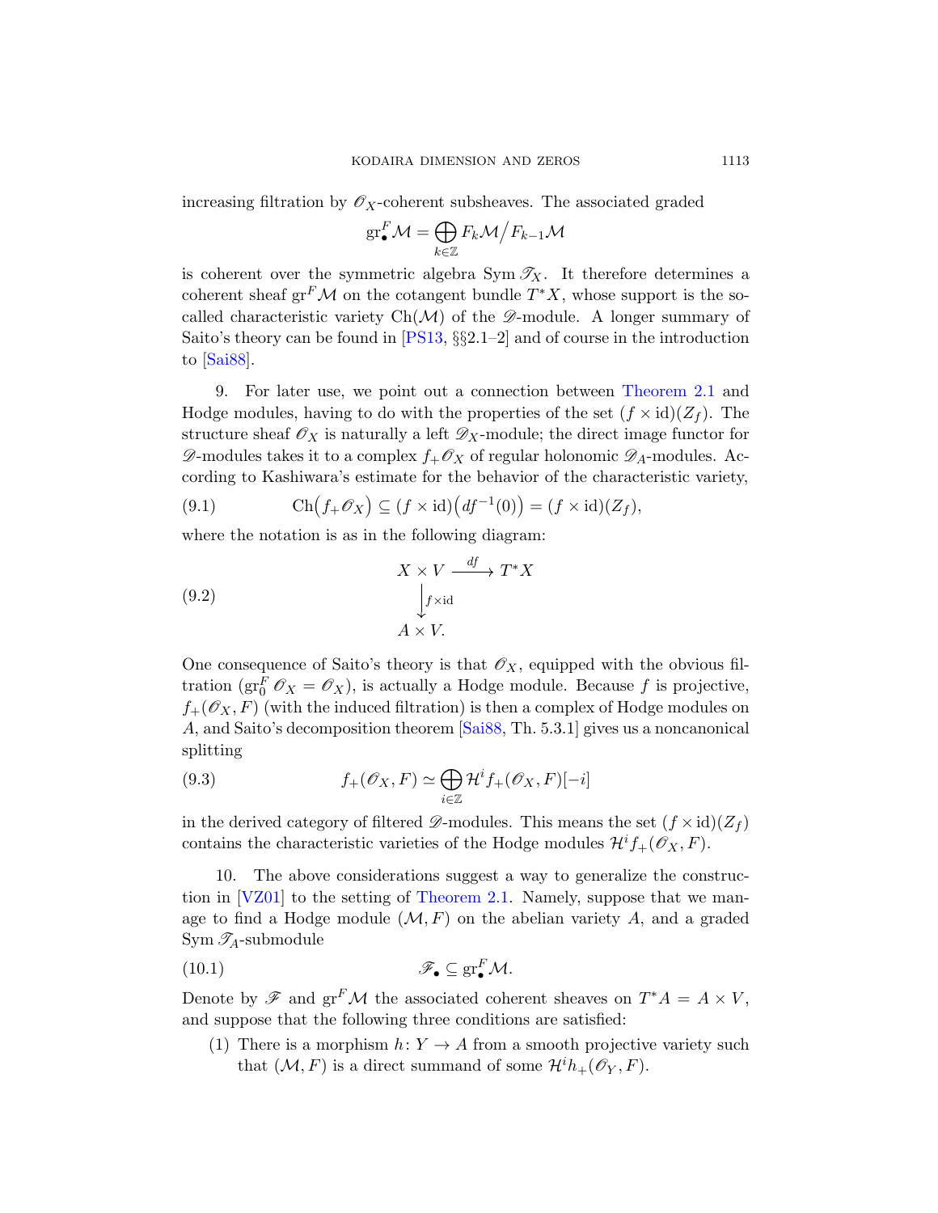increasing filtration by $\mathscr{O}_X$-coherent subsheaves. The associated graded

$$\operatorname{gr}_\bullet^F \mathcal{M} = \bigoplus_{k \in \mathbb{Z}} F_k \mathcal{M} \big/ F_{k-1} \mathcal{M}$$

is coherent over the symmetric algebra $\operatorname{Sym} \mathscr{T}_X$. It therefore determines a coherent sheaf $\operatorname{gr}^F \mathcal{M}$ on the cotangent bundle $T^*X$, whose support is the so-called characteristic variety $\operatorname{Ch}(\mathcal{M})$ of the $\mathscr{D}$-module. A longer summary of Saito's theory can be found in [PS13, §§2.1–2] and of course in the introduction to [Sai88].

9. For later use, we point out a connection between Theorem 2.1 and Hodge modules, having to do with the properties of the set $(f \times \mathrm{id})(Z_f)$. The structure sheaf $\mathscr{O}_X$ is naturally a left $\mathscr{D}_X$-module; the direct image functor for $\mathscr{D}$-modules takes it to a complex $f_+ \mathscr{O}_X$ of regular holonomic $\mathscr{D}_A$-modules. According to Kashiwara's estimate for the behavior of the characteristic variety,

$$\operatorname{Ch}\bigl(f_+ \mathscr{O}_X\bigr) \subseteq (f \times \mathrm{id})\bigl(df^{-1}(0)\bigr) = (f \times \mathrm{id})(Z_f), \tag{9.1}$$

where the notation is as in the following diagram:

$$\begin{array}{ccc} X \times V & \xrightarrow{df} & T^*X \\ \Big\downarrow{\scriptstyle f \times \mathrm{id}} & & \\ A \times V. & & \end{array} \tag{9.2}$$

One consequence of Saito's theory is that $\mathscr{O}_X$, equipped with the obvious filtration ($\operatorname{gr}_0^F \mathscr{O}_X = \mathscr{O}_X$), is actually a Hodge module. Because $f$ is projective, $f_+(\mathscr{O}_X, F)$ (with the induced filtration) is then a complex of Hodge modules on $A$, and Saito's decomposition theorem [Sai88, Th. 5.3.1] gives us a noncanonical splitting

$$f_+(\mathscr{O}_X, F) \simeq \bigoplus_{i \in \mathbb{Z}} \mathcal{H}^i f_+(\mathscr{O}_X, F)[-i] \tag{9.3}$$

in the derived category of filtered $\mathscr{D}$-modules. This means the set $(f \times \mathrm{id})(Z_f)$ contains the characteristic varieties of the Hodge modules $\mathcal{H}^i f_+(\mathscr{O}_X, F)$.

10. The above considerations suggest a way to generalize the construction in [VZ01] to the setting of Theorem 2.1. Namely, suppose that we manage to find a Hodge module $(\mathcal{M}, F)$ on the abelian variety $A$, and a graded $\operatorname{Sym} \mathscr{T}_A$-submodule

$$\mathscr{F}_\bullet \subseteq \operatorname{gr}_\bullet^F \mathcal{M}. \tag{10.1}$$

Denote by $\mathscr{F}$ and $\operatorname{gr}^F \mathcal{M}$ the associated coherent sheaves on $T^*A = A \times V$, and suppose that the following three conditions are satisfied:

(1) There is a morphism $h \colon Y \to A$ from a smooth projective variety such that $(\mathcal{M}, F)$ is a direct summand of some $\mathcal{H}^i h_+(\mathscr{O}_Y, F)$.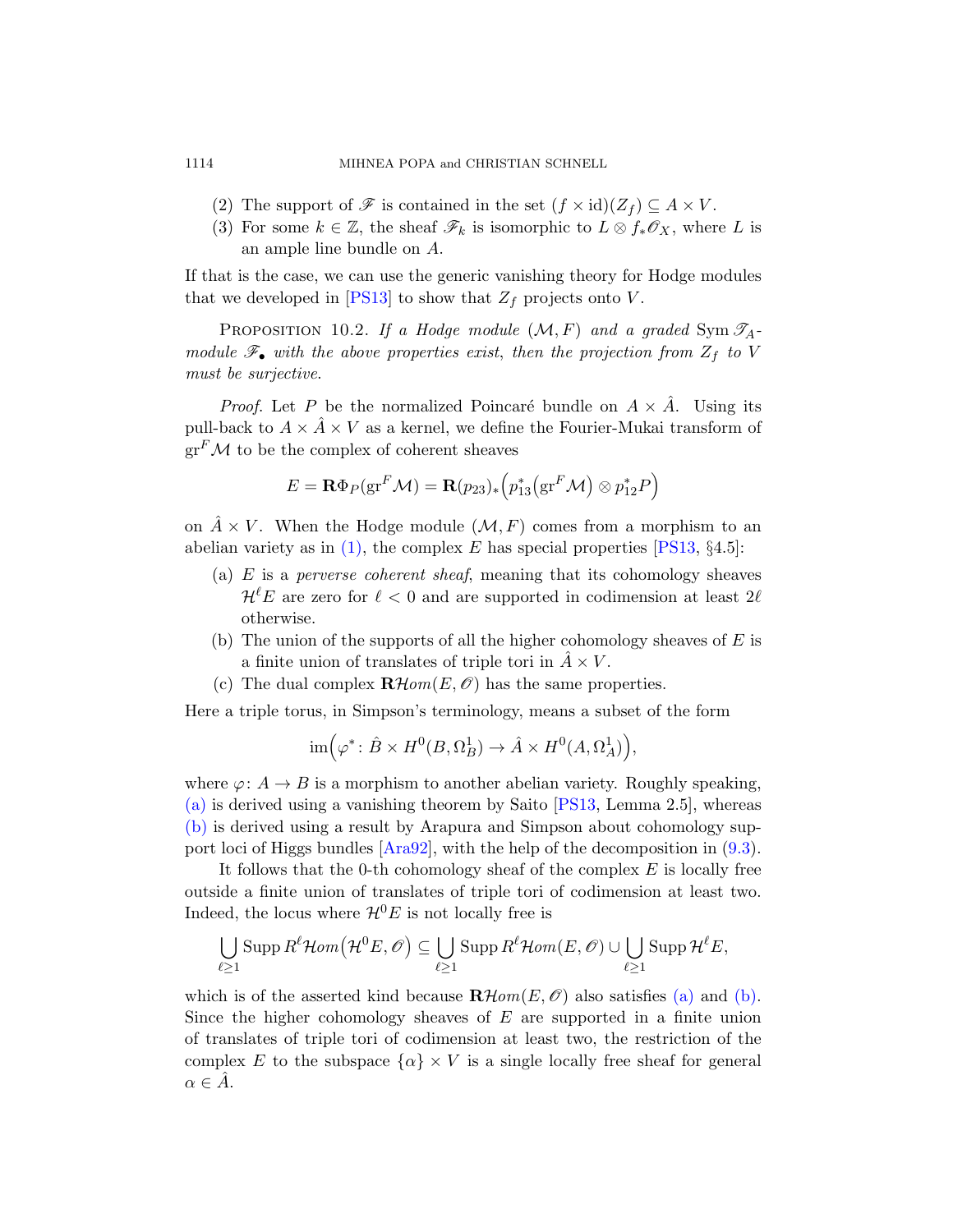(2) The support of $\mathscr{F}$ is contained in the set $(f \times \mathrm{id})(Z_f) \subseteq A \times V$.

(3) For some $k \in \mathbb{Z}$, the sheaf $\mathscr{F}_k$ is isomorphic to $L \otimes f_* \mathscr{O}_X$, where $L$ is an ample line bundle on $A$.

If that is the case, we can use the generic vanishing theory for Hodge modules that we developed in [PS13] to show that $Z_f$ projects onto $V$.

Proposition 10.2. *If a Hodge module $(\mathcal{M}, F)$ and a graded $\operatorname{Sym} \mathscr{T}_A$-module $\mathscr{F}_\bullet$ with the above properties exist, then the projection from $Z_f$ to $V$ must be surjective.*

*Proof.* Let $P$ be the normalized Poincaré bundle on $A \times \hat{A}$. Using its pull-back to $A \times \hat{A} \times V$ as a kernel, we define the Fourier-Mukai transform of $\operatorname{gr}^F \mathcal{M}$ to be the complex of coherent sheaves

$$E = \mathbf{R}\Phi_P(\operatorname{gr}^F \mathcal{M}) = \mathbf{R}(p_{23})_* \Big( p_{13}^* \big( \operatorname{gr}^F \mathcal{M} \big) \otimes p_{12}^* P \Big)$$

on $\hat{A} \times V$. When the Hodge module $(\mathcal{M}, F)$ comes from a morphism to an abelian variety as in (1), the complex $E$ has special properties [PS13, §4.5]:

(a) $E$ is a *perverse coherent sheaf*, meaning that its cohomology sheaves $\mathcal{H}^\ell E$ are zero for $\ell < 0$ and are supported in codimension at least $2\ell$ otherwise.

(b) The union of the supports of all the higher cohomology sheaves of $E$ is a finite union of translates of triple tori in $\hat{A} \times V$.

(c) The dual complex $\mathbf{R}\mathcal{H}om(E, \mathscr{O})$ has the same properties.

Here a triple torus, in Simpson's terminology, means a subset of the form

$$\operatorname{im}\Big( \varphi^* \colon \hat{B} \times H^0(B, \Omega_B^1) \to \hat{A} \times H^0(A, \Omega_A^1) \Big),$$

where $\varphi \colon A \to B$ is a morphism to another abelian variety. Roughly speaking, (a) is derived using a vanishing theorem by Saito [PS13, Lemma 2.5], whereas (b) is derived using a result by Arapura and Simpson about cohomology support loci of Higgs bundles [Ara92], with the help of the decomposition in (9.3).

It follows that the 0-th cohomology sheaf of the complex $E$ is locally free outside a finite union of translates of triple tori of codimension at least two. Indeed, the locus where $\mathcal{H}^0 E$ is not locally free is

$$\bigcup_{\ell \geq 1} \operatorname{Supp} R^\ell \mathcal{H}om\big( \mathcal{H}^0 E, \mathscr{O} \big) \subseteq \bigcup_{\ell \geq 1} \operatorname{Supp} R^\ell \mathcal{H}om(E, \mathscr{O}) \cup \bigcup_{\ell \geq 1} \operatorname{Supp} \mathcal{H}^\ell E,$$

which is of the asserted kind because $\mathbf{R}\mathcal{H}om(E, \mathscr{O})$ also satisfies (a) and (b). Since the higher cohomology sheaves of $E$ are supported in a finite union of translates of triple tori of codimension at least two, the restriction of the complex $E$ to the subspace $\{\alpha\} \times V$ is a single locally free sheaf for general $\alpha \in \hat{A}$.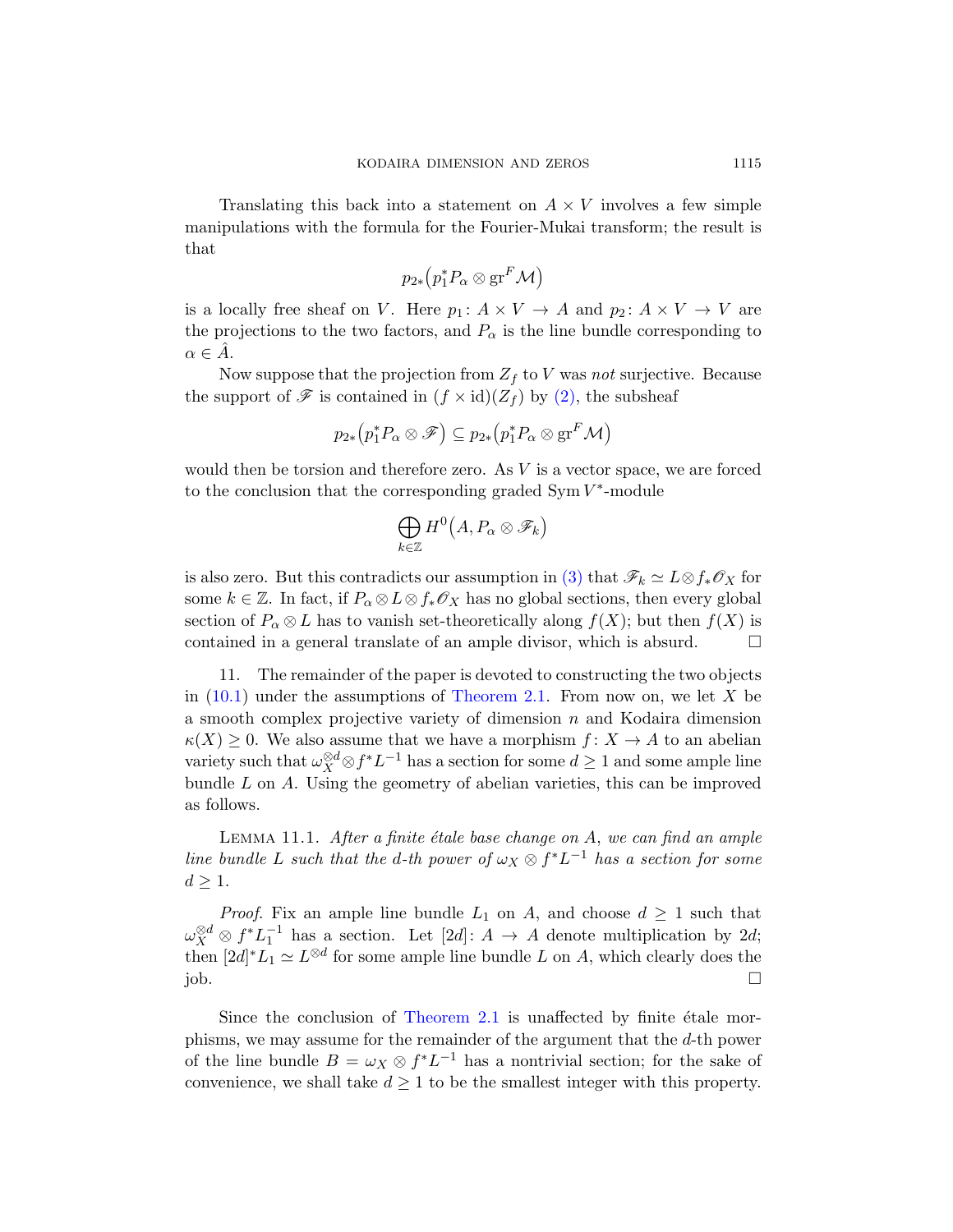Translating this back into a statement on $A \times V$ involves a few simple manipulations with the formula for the Fourier-Mukai transform; the result is that

$$p_{2*}\big(p_1^* P_\alpha \otimes \operatorname{gr}^F \mathcal{M}\big)$$

is a locally free sheaf on $V$. Here $p_1 \colon A \times V \to A$ and $p_2 \colon A \times V \to V$ are the projections to the two factors, and $P_\alpha$ is the line bundle corresponding to $\alpha \in \hat{A}$.

Now suppose that the projection from $Z_f$ to $V$ was *not* surjective. Because the support of $\mathscr{F}$ is contained in $(f \times \mathrm{id})(Z_f)$ by (2), the subsheaf

$$p_{2*}\big(p_1^* P_\alpha \otimes \mathscr{F}\big) \subseteq p_{2*}\big(p_1^* P_\alpha \otimes \operatorname{gr}^F \mathcal{M}\big)$$

would then be torsion and therefore zero. As $V$ is a vector space, we are forced to the conclusion that the corresponding graded $\operatorname{Sym} V^*$-module

$$\bigoplus_{k \in \mathbb{Z}} H^0\big(A, P_\alpha \otimes \mathscr{F}_k\big)$$

is also zero. But this contradicts our assumption in (3) that $\mathscr{F}_k \simeq L \otimes f_* \mathscr{O}_X$ for some $k \in \mathbb{Z}$. In fact, if $P_\alpha \otimes L \otimes f_* \mathscr{O}_X$ has no global sections, then every global section of $P_\alpha \otimes L$ has to vanish set-theoretically along $f(X)$; but then $f(X)$ is contained in a general translate of an ample divisor, which is absurd. $\square$

11. The remainder of the paper is devoted to constructing the two objects in (10.1) under the assumptions of Theorem 2.1. From now on, we let $X$ be a smooth complex projective variety of dimension $n$ and Kodaira dimension $\kappa(X) \geq 0$. We also assume that we have a morphism $f \colon X \to A$ to an abelian variety such that $\omega_X^{\otimes d} \otimes f^* L^{-1}$ has a section for some $d \geq 1$ and some ample line bundle $L$ on $A$. Using the geometry of abelian varieties, this can be improved as follows.

Lemma 11.1. *After a finite étale base change on $A$, we can find an ample line bundle $L$ such that the $d$-th power of $\omega_X \otimes f^* L^{-1}$ has a section for some $d \geq 1$.*

*Proof.* Fix an ample line bundle $L_1$ on $A$, and choose $d \geq 1$ such that $\omega_X^{\otimes d} \otimes f^* L_1^{-1}$ has a section. Let $[2d] \colon A \to A$ denote multiplication by $2d$; then $[2d]^* L_1 \simeq L^{\otimes d}$ for some ample line bundle $L$ on $A$, which clearly does the job. $\square$

Since the conclusion of Theorem 2.1 is unaffected by finite étale morphisms, we may assume for the remainder of the argument that the $d$-th power of the line bundle $B = \omega_X \otimes f^* L^{-1}$ has a nontrivial section; for the sake of convenience, we shall take $d \geq 1$ to be the smallest integer with this property.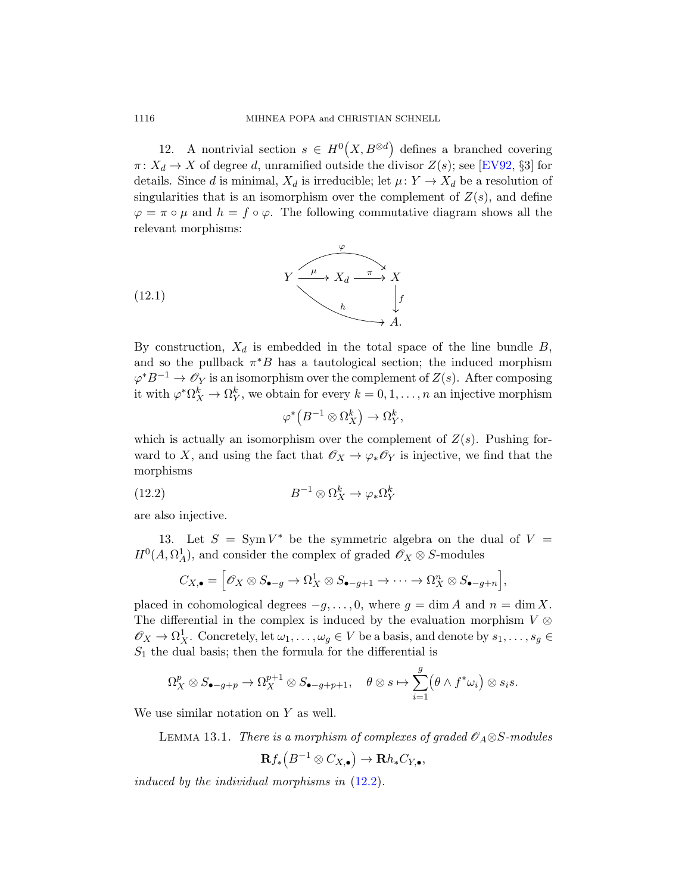12. A nontrivial section $s \in H^0\big(X, B^{\otimes d}\big)$ defines a branched covering $\pi \colon X_d \to X$ of degree $d$, unramified outside the divisor $Z(s)$; see [EV92, §3] for details. Since $d$ is minimal, $X_d$ is irreducible; let $\mu \colon Y \to X_d$ be a resolution of singularities that is an isomorphism over the complement of $Z(s)$, and define $\varphi = \pi \circ \mu$ and $h = f \circ \varphi$. The following commutative diagram shows all the relevant morphisms:

$$
\begin{array}{ccccc}
 & & \overset{\varphi}{\curvearrowright} & & \\
Y & \xrightarrow{\mu} & X_d & \xrightarrow{\pi} & X \\
 & \searrow^{h} & & & \downarrow f \\
 & & & & A.
\end{array}
\tag{12.1}
$$

By construction, $X_d$ is embedded in the total space of the line bundle $B$, and so the pullback $\pi^* B$ has a tautological section; the induced morphism $\varphi^* B^{-1} \to \mathscr{O}_Y$ is an isomorphism over the complement of $Z(s)$. After composing it with $\varphi^* \Omega_X^k \to \Omega_Y^k$, we obtain for every $k = 0, 1, \dots, n$ an injective morphism

$$
\varphi^*\big(B^{-1} \otimes \Omega_X^k\big) \to \Omega_Y^k,
$$

which is actually an isomorphism over the complement of $Z(s)$. Pushing forward to $X$, and using the fact that $\mathscr{O}_X \to \varphi_* \mathscr{O}_Y$ is injective, we find that the morphisms

$$
B^{-1} \otimes \Omega_X^k \to \varphi_* \Omega_Y^k \tag{12.2}
$$

are also injective.

13. Let $S = \operatorname{Sym} V^*$ be the symmetric algebra on the dual of $V = H^0(A, \Omega_A^1)$, and consider the complex of graded $\mathscr{O}_X \otimes S$-modules

$$
C_{X,\bullet} = \Big[ \mathscr{O}_X \otimes S_{\bullet - g} \to \Omega_X^1 \otimes S_{\bullet - g + 1} \to \cdots \to \Omega_X^n \otimes S_{\bullet - g + n} \Big],
$$

placed in cohomological degrees $-g, \dots, 0$, where $g = \dim A$ and $n = \dim X$. The differential in the complex is induced by the evaluation morphism $V \otimes \mathscr{O}_X \to \Omega_X^1$. Concretely, let $\omega_1, \dots, \omega_g \in V$ be a basis, and denote by $s_1, \dots, s_g \in S_1$ the dual basis; then the formula for the differential is

$$
\Omega_X^p \otimes S_{\bullet - g + p} \to \Omega_X^{p+1} \otimes S_{\bullet - g + p + 1}, \quad \theta \otimes s \mapsto \sum_{i=1}^{g} \big(\theta \wedge f^* \omega_i\big) \otimes s_i s.
$$

We use similar notation on $Y$ as well.

LEMMA 13.1. *There is a morphism of complexes of graded $\mathscr{O}_A \otimes S$-modules*

$$
\mathbf{R} f_* \big(B^{-1} \otimes C_{X,\bullet}\big) \to \mathbf{R} h_* C_{Y,\bullet},
$$

*induced by the individual morphisms in (12.2).*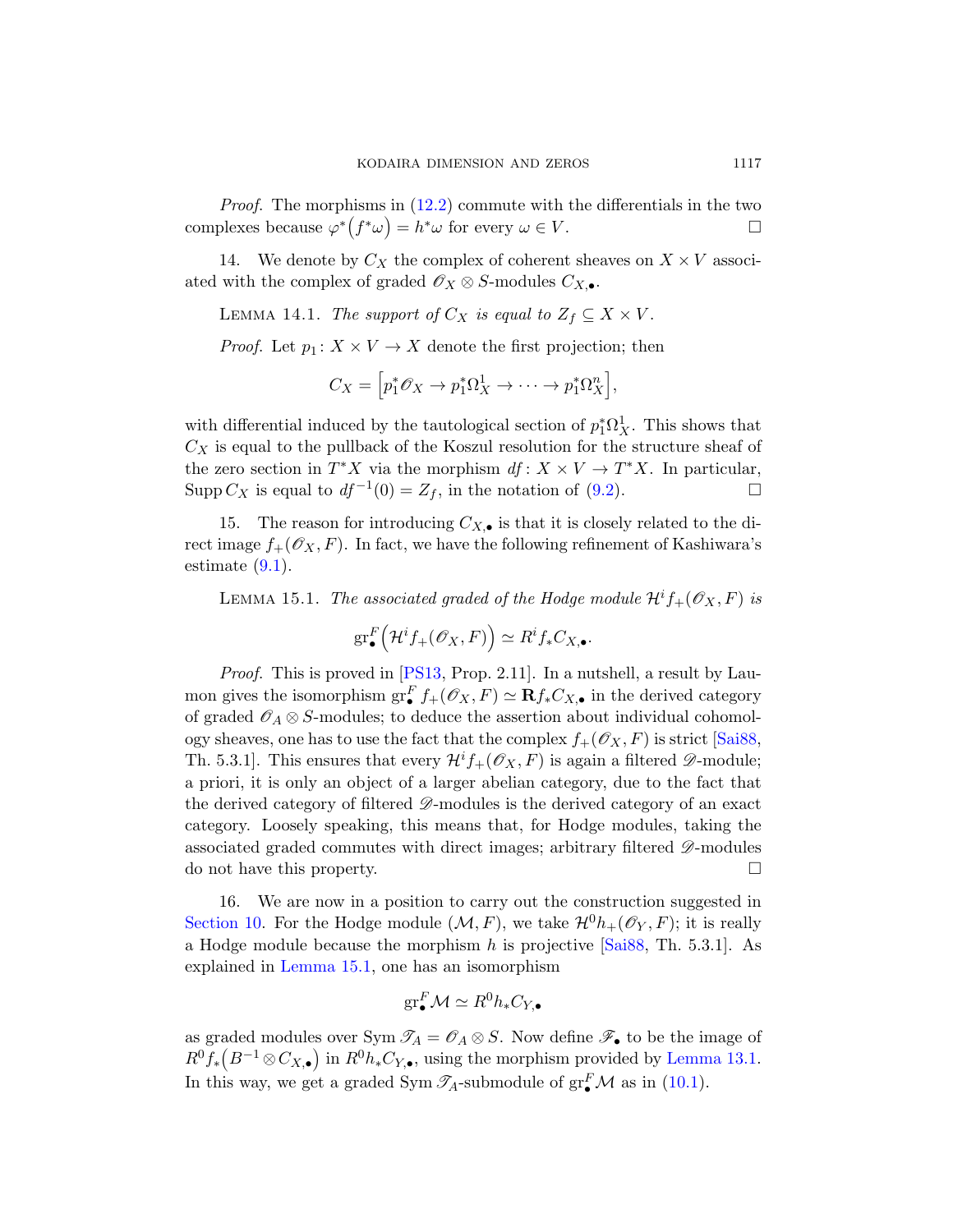*Proof.* The morphisms in (12.2) commute with the differentials in the two complexes because $\varphi^*\big(f^*\omega\big) = h^*\omega$ for every $\omega \in V$. $\square$

14. We denote by $C_X$ the complex of coherent sheaves on $X \times V$ associated with the complex of graded $\mathscr{O}_X \otimes S$-modules $C_{X,\bullet}$.

LEMMA 14.1. *The support of $C_X$ is equal to $Z_f \subseteq X \times V$.*

*Proof.* Let $p_1 \colon X \times V \to X$ denote the first projection; then

$$C_X = \Big[p_1^*\mathscr{O}_X \to p_1^*\Omega_X^1 \to \cdots \to p_1^*\Omega_X^n\Big],$$

with differential induced by the tautological section of $p_1^*\Omega_X^1$. This shows that $C_X$ is equal to the pullback of the Koszul resolution for the structure sheaf of the zero section in $T^*X$ via the morphism $df \colon X \times V \to T^*X$. In particular, $\operatorname{Supp} C_X$ is equal to $df^{-1}(0) = Z_f$, in the notation of (9.2). $\square$

15. The reason for introducing $C_{X,\bullet}$ is that it is closely related to the direct image $f_+(\mathscr{O}_X, F)$. In fact, we have the following refinement of Kashiwara's estimate (9.1).

LEMMA 15.1. *The associated graded of the Hodge module $\mathcal{H}^i f_+(\mathscr{O}_X, F)$ is*

$$\operatorname{gr}_\bullet^F\Big(\mathcal{H}^i f_+(\mathscr{O}_X, F)\Big) \simeq R^i f_* C_{X,\bullet}.$$

*Proof.* This is proved in [PS13, Prop. 2.11]. In a nutshell, a result by Laumon gives the isomorphism $\operatorname{gr}_\bullet^F f_+(\mathscr{O}_X, F) \simeq \mathbf{R} f_* C_{X,\bullet}$ in the derived category of graded $\mathscr{O}_A \otimes S$-modules; to deduce the assertion about individual cohomology sheaves, one has to use the fact that the complex $f_+(\mathscr{O}_X, F)$ is strict [Sai88, Th. 5.3.1]. This ensures that every $\mathcal{H}^i f_+(\mathscr{O}_X, F)$ is again a filtered $\mathscr{D}$-module; a priori, it is only an object of a larger abelian category, due to the fact that the derived category of filtered $\mathscr{D}$-modules is the derived category of an exact category. Loosely speaking, this means that, for Hodge modules, taking the associated graded commutes with direct images; arbitrary filtered $\mathscr{D}$-modules do not have this property. $\square$

16. We are now in a position to carry out the construction suggested in Section 10. For the Hodge module $(\mathcal{M}, F)$, we take $\mathcal{H}^0 h_+(\mathscr{O}_Y, F)$; it is really a Hodge module because the morphism $h$ is projective [Sai88, Th. 5.3.1]. As explained in Lemma 15.1, one has an isomorphism

$$\operatorname{gr}_\bullet^F \mathcal{M} \simeq R^0 h_* C_{Y,\bullet}$$

as graded modules over $\operatorname{Sym} \mathscr{T}_A = \mathscr{O}_A \otimes S$. Now define $\mathscr{F}_\bullet$ to be the image of $R^0 f_*\big(B^{-1} \otimes C_{X,\bullet}\big)$ in $R^0 h_* C_{Y,\bullet}$, using the morphism provided by Lemma 13.1. In this way, we get a graded $\operatorname{Sym} \mathscr{T}_A$-submodule of $\operatorname{gr}_\bullet^F \mathcal{M}$ as in (10.1).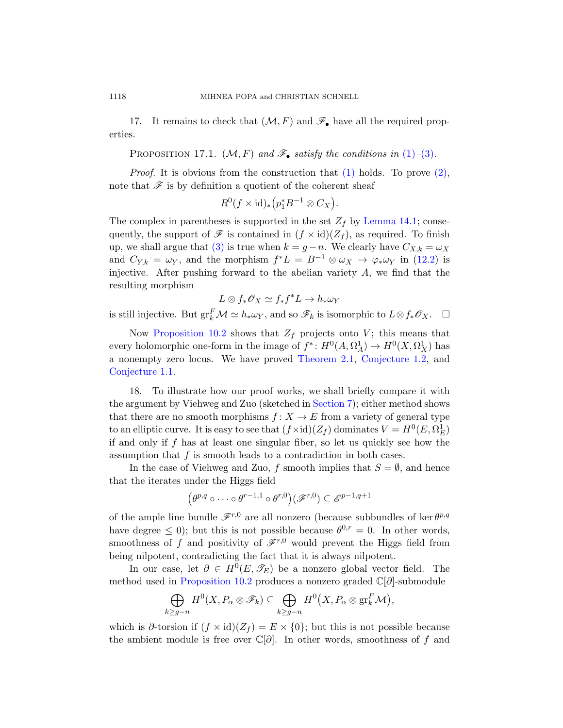17. It remains to check that $(\mathcal{M}, F)$ and $\mathscr{F}_\bullet$ have all the required properties.

Proposition 17.1. *$(\mathcal{M}, F)$ and $\mathscr{F}_\bullet$ satisfy the conditions in (1)–(3).*

*Proof.* It is obvious from the construction that (1) holds. To prove (2), note that $\mathscr{F}$ is by definition a quotient of the coherent sheaf

$$R^0(f \times \mathrm{id})_*\big(p_1^* B^{-1} \otimes C_X\big).$$

The complex in parentheses is supported in the set $Z_f$ by Lemma 14.1; consequently, the support of $\mathscr{F}$ is contained in $(f \times \mathrm{id})(Z_f)$, as required. To finish up, we shall argue that (3) is true when $k = g - n$. We clearly have $C_{X,k} = \omega_X$ and $C_{Y,k} = \omega_Y$, and the morphism $f^* L = B^{-1} \otimes \omega_X \to \varphi_* \omega_Y$ in (12.2) is injective. After pushing forward to the abelian variety $A$, we find that the resulting morphism

$$L \otimes f_* \mathscr{O}_X \simeq f_* f^* L \to h_* \omega_Y$$

is still injective. But $\mathrm{gr}_k^F \mathcal{M} \simeq h_* \omega_Y$, and so $\mathscr{F}_k$ is isomorphic to $L \otimes f_* \mathscr{O}_X$. $\square$

Now Proposition 10.2 shows that $Z_f$ projects onto $V$; this means that every holomorphic one-form in the image of $f^* \colon H^0(A, \Omega_A^1) \to H^0(X, \Omega_X^1)$ has a nonempty zero locus. We have proved Theorem 2.1, Conjecture 1.2, and Conjecture 1.1.

18. To illustrate how our proof works, we shall briefly compare it with the argument by Viehweg and Zuo (sketched in Section 7); either method shows that there are no smooth morphisms $f \colon X \to E$ from a variety of general type to an elliptic curve. It is easy to see that $(f \times \mathrm{id})(Z_f)$ dominates $V = H^0(E, \Omega_E^1)$ if and only if $f$ has at least one singular fiber, so let us quickly see how the assumption that $f$ is smooth leads to a contradiction in both cases.

In the case of Viehweg and Zuo, $f$ smooth implies that $S = \emptyset$, and hence that the iterates under the Higgs field

$$\big(\theta^{p,q} \circ \cdots \circ \theta^{r-1,1} \circ \theta^{r,0}\big)(\mathscr{F}^{r,0}) \subseteq \mathscr{E}^{p-1,q+1}$$

of the ample line bundle $\mathscr{F}^{r,0}$ are all nonzero (because subbundles of $\ker \theta^{p,q}$ have degree $\leq 0$); but this is not possible because $\theta^{0,r} = 0$. In other words, smoothness of $f$ and positivity of $\mathscr{F}^{r,0}$ would prevent the Higgs field from being nilpotent, contradicting the fact that it is always nilpotent.

In our case, let $\partial \in H^0(E, \mathscr{T}_E)$ be a nonzero global vector field. The method used in Proposition 10.2 produces a nonzero graded $\mathbb{C}[\partial]$-submodule

$$\bigoplus_{k \geq g-n} H^0(X, P_\alpha \otimes \mathscr{F}_k) \subseteq \bigoplus_{k \geq g-n} H^0\big(X, P_\alpha \otimes \mathrm{gr}_k^F \mathcal{M}\big),$$

which is $\partial$-torsion if $(f \times \mathrm{id})(Z_f) = E \times \{0\}$; but this is not possible because the ambient module is free over $\mathbb{C}[\partial]$. In other words, smoothness of $f$ and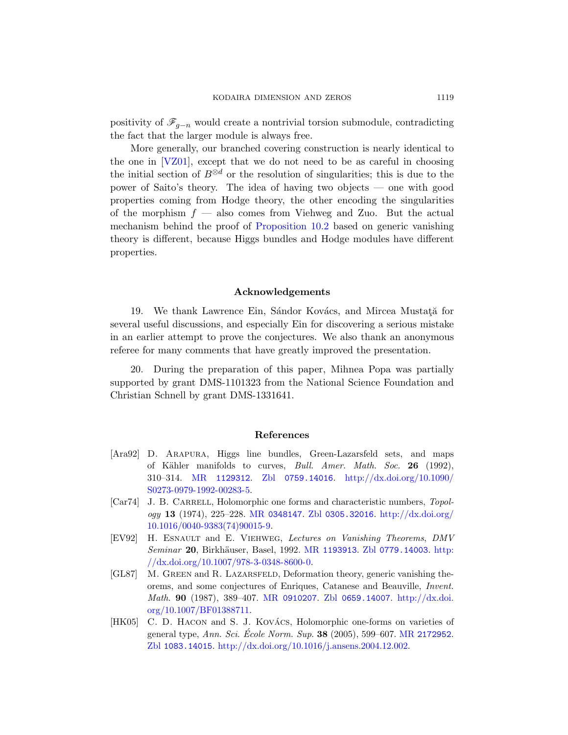positivity of $\mathscr{F}_{g-n}$ would create a nontrivial torsion submodule, contradicting the fact that the larger module is always free.

More generally, our branched covering construction is nearly identical to the one in [VZ01], except that we do not need to be as careful in choosing the initial section of $B^{\otimes d}$ or the resolution of singularities; this is due to the power of Saito's theory. The idea of having two objects — one with good properties coming from Hodge theory, the other encoding the singularities of the morphism $f$ — also comes from Viehweg and Zuo. But the actual mechanism behind the proof of Proposition 10.2 based on generic vanishing theory is different, because Higgs bundles and Hodge modules have different properties.

## Acknowledgements

19. We thank Lawrence Ein, Sándor Kovács, and Mircea Mustaţă for several useful discussions, and especially Ein for discovering a serious mistake in an earlier attempt to prove the conjectures. We also thank an anonymous referee for many comments that have greatly improved the presentation.

20. During the preparation of this paper, Mihnea Popa was partially supported by grant DMS-1101323 from the National Science Foundation and Christian Schnell by grant DMS-1331641.

## References

[Ara92] D. Arapura, Higgs line bundles, Green-Lazarsfeld sets, and maps of Kähler manifolds to curves, *Bull. Amer. Math. Soc.* **26** (1992), 310–314. MR 1129312. Zbl 0759.14016. http://dx.doi.org/10.1090/S0273-0979-1992-00283-5.

[Car74] J. B. Carrell, Holomorphic one forms and characteristic numbers, *Topology* **13** (1974), 225–228. MR 0348147. Zbl 0305.32016. http://dx.doi.org/10.1016/0040-9383(74)90015-9.

[EV92] H. Esnault and E. Viehweg, *Lectures on Vanishing Theorems*, *DMV Seminar* **20**, Birkhäuser, Basel, 1992. MR 1193913. Zbl 0779.14003. http://dx.doi.org/10.1007/978-3-0348-8600-0.

[GL87] M. Green and R. Lazarsfeld, Deformation theory, generic vanishing theorems, and some conjectures of Enriques, Catanese and Beauville, *Invent. Math.* **90** (1987), 389–407. MR 0910207. Zbl 0659.14007. http://dx.doi.org/10.1007/BF01388711.

[HK05] C. D. Hacon and S. J. Kovács, Holomorphic one-forms on varieties of general type, *Ann. Sci. École Norm. Sup.* **38** (2005), 599–607. MR 2172952. Zbl 1083.14015. http://dx.doi.org/10.1016/j.ansens.2004.12.002.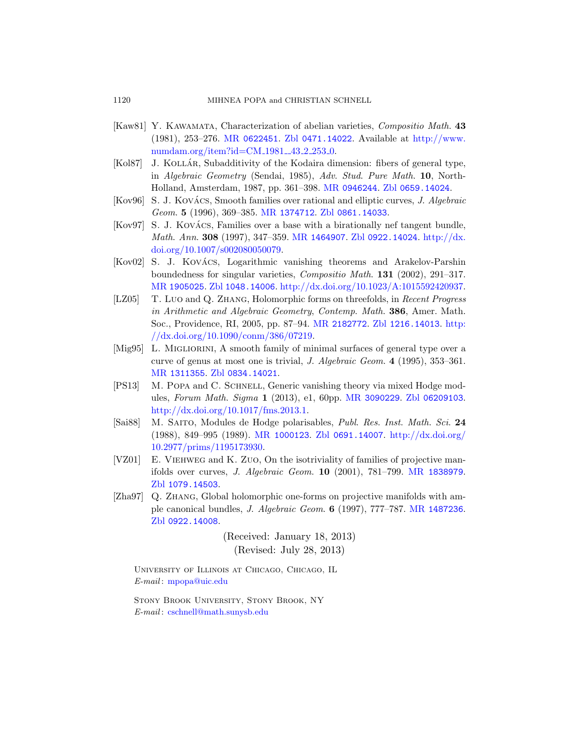[Kaw81] Y. Kawamata, Characterization of abelian varieties, *Compositio Math.* **43** (1981), 253–276. MR 0622451. Zbl 0471.14022. Available at http://www.numdam.org/item?id=CM_1981__43_2_253_0.

[Kol87] J. Kollár, Subadditivity of the Kodaira dimension: fibers of general type, in *Algebraic Geometry* (Sendai, 1985), *Adv. Stud. Pure Math.* **10**, North-Holland, Amsterdam, 1987, pp. 361–398. MR 0946244. Zbl 0659.14024.

[Kov96] S. J. Kovács, Smooth families over rational and elliptic curves, *J. Algebraic Geom.* **5** (1996), 369–385. MR 1374712. Zbl 0861.14033.

[Kov97] S. J. Kovács, Families over a base with a birationally nef tangent bundle, *Math. Ann.* **308** (1997), 347–359. MR 1464907. Zbl 0922.14024. http://dx.doi.org/10.1007/s002080050079.

[Kov02] S. J. Kovács, Logarithmic vanishing theorems and Arakelov-Parshin boundedness for singular varieties, *Compositio Math.* **131** (2002), 291–317. MR 1905025. Zbl 1048.14006. http://dx.doi.org/10.1023/A:1015592420937.

[LZ05] T. Luo and Q. Zhang, Holomorphic forms on threefolds, in *Recent Progress in Arithmetic and Algebraic Geometry*, *Contemp. Math.* **386**, Amer. Math. Soc., Providence, RI, 2005, pp. 87–94. MR 2182772. Zbl 1216.14013. http://dx.doi.org/10.1090/conm/386/07219.

[Mig95] L. Migliorini, A smooth family of minimal surfaces of general type over a curve of genus at most one is trivial, *J. Algebraic Geom.* **4** (1995), 353–361. MR 1311355. Zbl 0834.14021.

[PS13] M. Popa and C. Schnell, Generic vanishing theory via mixed Hodge modules, *Forum Math. Sigma* **1** (2013), e1, 60pp. MR 3090229. Zbl 06209103. http://dx.doi.org/10.1017/fms.2013.1.

[Sai88] M. Saito, Modules de Hodge polarisables, *Publ. Res. Inst. Math. Sci.* **24** (1988), 849–995 (1989). MR 1000123. Zbl 0691.14007. http://dx.doi.org/10.2977/prims/1195173930.

[VZ01] E. Viehweg and K. Zuo, On the isotriviality of families of projective manifolds over curves, *J. Algebraic Geom.* **10** (2001), 781–799. MR 1838979. Zbl 1079.14503.

[Zha97] Q. Zhang, Global holomorphic one-forms on projective manifolds with ample canonical bundles, *J. Algebraic Geom.* **6** (1997), 777–787. MR 1487236. Zbl 0922.14008.

(Received: January 18, 2013)
(Revised: July 28, 2013)

University of Illinois at Chicago, Chicago, IL
*E-mail*: mpopa@uic.edu

Stony Brook University, Stony Brook, NY
*E-mail*: cschnell@math.sunysb.edu